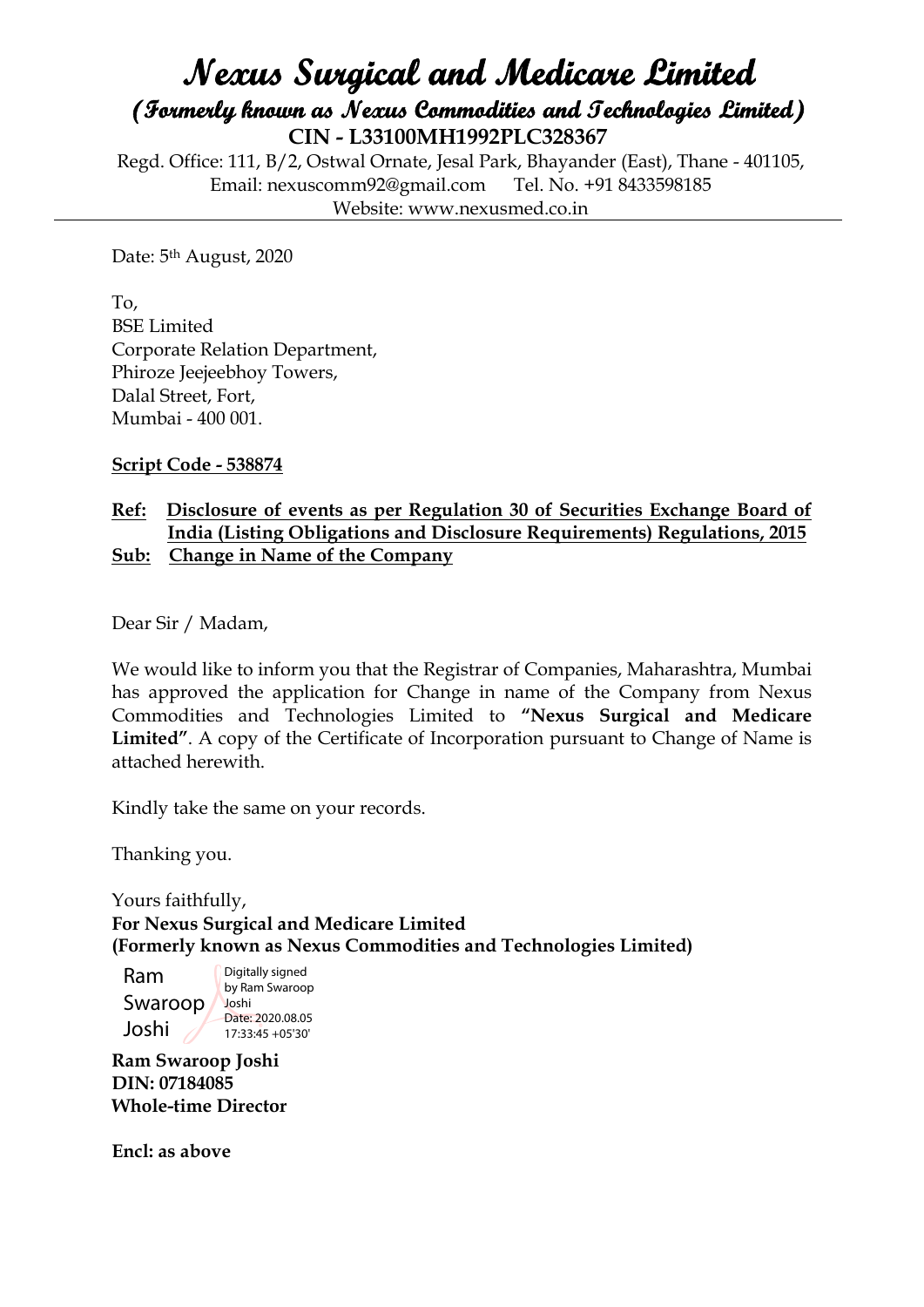# Nexus Surgical and Medicare Limited

## (Formerly known as Nexus Commodities and Technologies Limited)

**CIN - L33100MH1992PLC328367**

Regd. Office: 111, B/2, Ostwal Ornate, Jesal Park, Bhayander (East), Thane - 401105,
Email: nexuscomm92@gmail.com Tel. No. +91 8433598185
Website: www.nexusmed.co.in

Date: 5th August, 2020

To,
BSE Limited
Corporate Relation Department,
Phiroze Jeejeebhoy Towers,
Dalal Street, Fort,
Mumbai - 400 001.

**Script Code - 538874**

**Ref: Disclosure of events as per Regulation 30 of Securities Exchange Board of India (Listing Obligations and Disclosure Requirements) Regulations, 2015**
**Sub: Change in Name of the Company**

Dear Sir / Madam,

We would like to inform you that the Registrar of Companies, Maharashtra, Mumbai has approved the application for Change in name of the Company from Nexus Commodities and Technologies Limited to **"Nexus Surgical and Medicare Limited"**. A copy of the Certificate of Incorporation pursuant to Change of Name is attached herewith.

Kindly take the same on your records.

Thanking you.

Yours faithfully,
**For Nexus Surgical and Medicare Limited**
**(Formerly known as Nexus Commodities and Technologies Limited)**

Ram Swaroop Joshi
Digitally signed by Ram Swaroop Joshi
Date: 2020.08.05 17:33:45 +05'30'

**Ram Swaroop Joshi**
**DIN: 07184085**
**Whole-time Director**

**Encl: as above**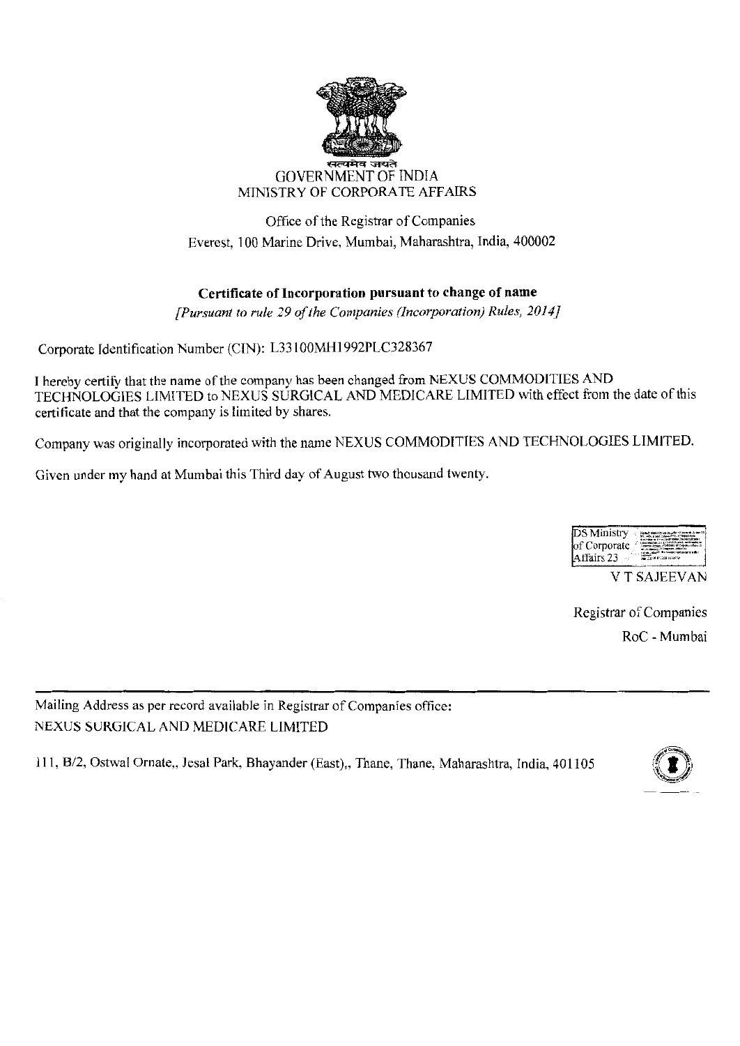सत्यमेव जयते
GOVERNMENT OF INDIA
MINISTRY OF CORPORATE AFFAIRS

Office of the Registrar of Companies
Everest, 100 Marine Drive, Mumbai, Maharashtra, India, 400002

**Certificate of Incorporation pursuant to change of name**

*[Pursuant to rule 29 of the Companies (Incorporation) Rules, 2014]*

Corporate Identification Number (CIN): L33100MH1992PLC328367

I hereby certify that the name of the company has been changed from NEXUS COMMODITIES AND TECHNOLOGIES LIMITED to NEXUS SURGICAL AND MEDICARE LIMITED with effect from the date of this certificate and that the company is limited by shares.

Company was originally incorporated with the name NEXUS COMMODITIES AND TECHNOLOGIES LIMITED.

Given under my hand at Mumbai this Third day of August two thousand twenty.

DS Ministry of Corporate Affairs 23

V T SAJEEVAN

Registrar of Companies

RoC - Mumbai

---

Mailing Address as per record available in Registrar of Companies office:
NEXUS SURGICAL AND MEDICARE LIMITED

111, B/2, Ostwal Ornate,, Jesal Park, Bhayander (East),, Thane, Thane, Maharashtra, India, 401105